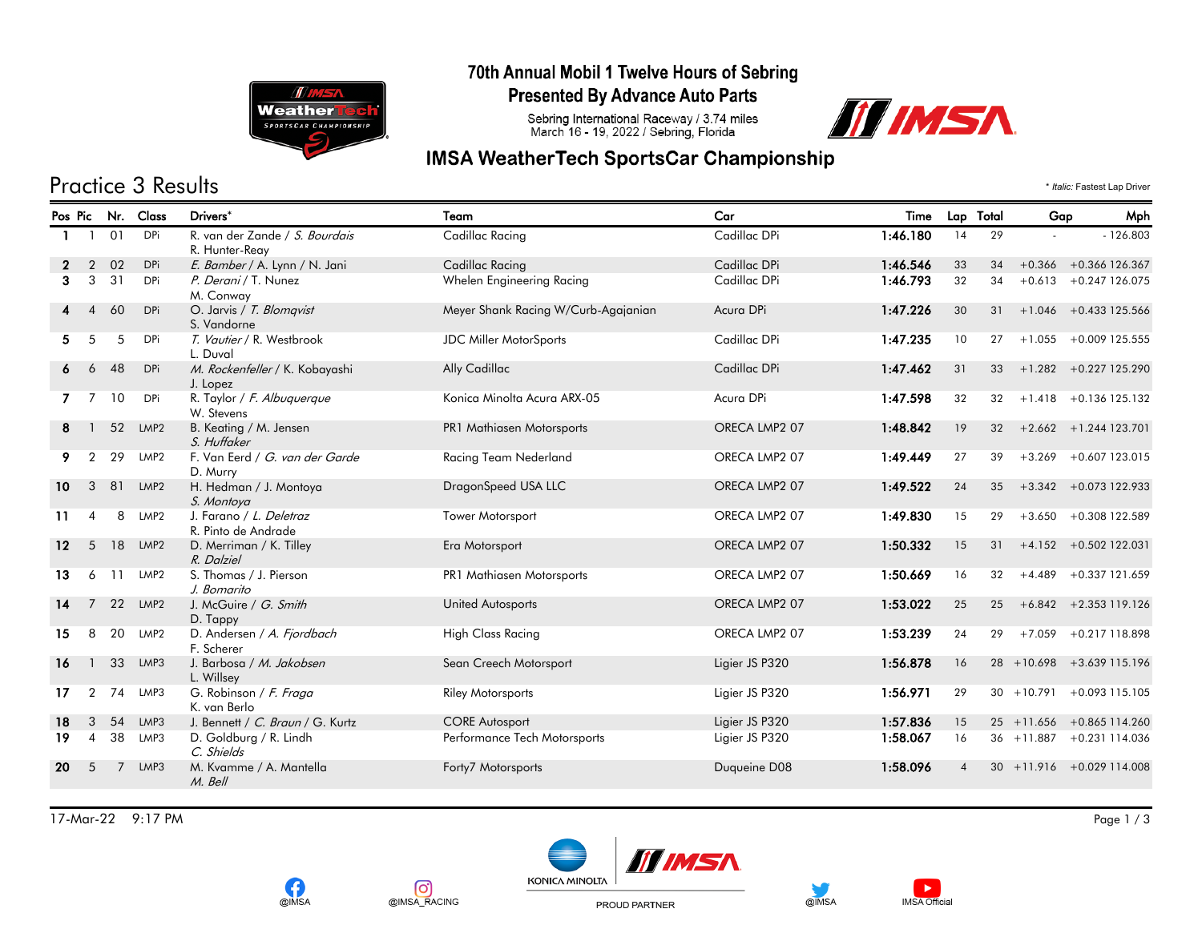# 70th Annual Mobil 1 Twelve Hours of Sebring

## Presented By Advance Auto Parts

Sebring International Raceway / 3.74 miles
March 16 - 19, 2022 / Sebring, Florida

## IMSA WeatherTech SportsCar Championship

## Practice 3 Results

\* *Italic:* Fastest Lap Driver

| Pos | Pic | Nr. | Class | Drivers* | Team | Car | Time | Lap | Total | Gap | | Mph |
|---|---|---|---|---|---|---|---|---|---|---|---|---|
| 1 | 1 | 01 | DPi | R. van der Zande / *S. Bourdais* R. Hunter-Reay | Cadillac Racing | Cadillac DPi | **1:46.180** | 14 | 29 | - | - | 126.803 |
| 2 | 2 | 02 | DPi | *E. Bamber* / A. Lynn / N. Jani | Cadillac Racing | Cadillac DPi | **1:46.546** | 33 | 34 | +0.366 | +0.366 | 126.367 |
| 3 | 3 | 31 | DPi | *P. Derani* / T. Nunez M. Conway | Whelen Engineering Racing | Cadillac DPi | **1:46.793** | 32 | 34 | +0.613 | +0.247 | 126.075 |
| 4 | 4 | 60 | DPi | O. Jarvis / *T. Blomqvist* S. Vandorne | Meyer Shank Racing W/Curb-Agajanian | Acura DPi | **1:47.226** | 30 | 31 | +1.046 | +0.433 | 125.566 |
| 5 | 5 | 5 | DPi | *T. Vautier* / R. Westbrook L. Duval | JDC Miller MotorSports | Cadillac DPi | **1:47.235** | 10 | 27 | +1.055 | +0.009 | 125.555 |
| 6 | 6 | 48 | DPi | *M. Rockenfeller* / K. Kobayashi J. Lopez | Ally Cadillac | Cadillac DPi | **1:47.462** | 31 | 33 | +1.282 | +0.227 | 125.290 |
| 7 | 7 | 10 | DPi | R. Taylor / *F. Albuquerque* W. Stevens | Konica Minolta Acura ARX-05 | Acura DPi | **1:47.598** | 32 | 32 | +1.418 | +0.136 | 125.132 |
| 8 | 1 | 52 | LMP2 | B. Keating / M. Jensen *S. Huffaker* | PR1 Mathiasen Motorsports | ORECA LMP2 07 | **1:48.842** | 19 | 32 | +2.662 | +1.244 | 123.701 |
| 9 | 2 | 29 | LMP2 | F. Van Eerd / *G. van der Garde* D. Murry | Racing Team Nederland | ORECA LMP2 07 | **1:49.449** | 27 | 39 | +3.269 | +0.607 | 123.015 |
| 10 | 3 | 81 | LMP2 | H. Hedman / J. Montoya *S. Montoya* | DragonSpeed USA LLC | ORECA LMP2 07 | **1:49.522** | 24 | 35 | +3.342 | +0.073 | 122.933 |
| 11 | 4 | 8 | LMP2 | J. Farano / *L. Deletraz* R. Pinto de Andrade | Tower Motorsport | ORECA LMP2 07 | **1:49.830** | 15 | 29 | +3.650 | +0.308 | 122.589 |
| 12 | 5 | 18 | LMP2 | D. Merriman / K. Tilley *R. Dalziel* | Era Motorsport | ORECA LMP2 07 | **1:50.332** | 15 | 31 | +4.152 | +0.502 | 122.031 |
| 13 | 6 | 11 | LMP2 | S. Thomas / J. Pierson *J. Bomarito* | PR1 Mathiasen Motorsports | ORECA LMP2 07 | **1:50.669** | 16 | 32 | +4.489 | +0.337 | 121.659 |
| 14 | 7 | 22 | LMP2 | J. McGuire / *G. Smith* D. Tappy | United Autosports | ORECA LMP2 07 | **1:53.022** | 25 | 25 | +6.842 | +2.353 | 119.126 |
| 15 | 8 | 20 | LMP2 | D. Andersen / *A. Fjordbach* F. Scherer | High Class Racing | ORECA LMP2 07 | **1:53.239** | 24 | 29 | +7.059 | +0.217 | 118.898 |
| 16 | 1 | 33 | LMP3 | J. Barbosa / *M. Jakobsen* L. Willsey | Sean Creech Motorsport | Ligier JS P320 | **1:56.878** | 16 | 28 | +10.698 | +3.639 | 115.196 |
| 17 | 2 | 74 | LMP3 | G. Robinson / *F. Fraga* K. van Berlo | Riley Motorsports | Ligier JS P320 | **1:56.971** | 29 | 30 | +10.791 | +0.093 | 115.105 |
| 18 | 3 | 54 | LMP3 | J. Bennett / *C. Braun* / G. Kurtz | CORE Autosport | Ligier JS P320 | **1:57.836** | 15 | 25 | +11.656 | +0.865 | 114.260 |
| 19 | 4 | 38 | LMP3 | D. Goldburg / R. Lindh *C. Shields* | Performance Tech Motorsports | Ligier JS P320 | **1:58.067** | 16 | 36 | +11.887 | +0.231 | 114.036 |
| 20 | 5 | 7 | LMP3 | M. Kvamme / A. Mantella *M. Bell* | Forty7 Motorsports | Duqueine D08 | **1:58.096** | 4 | 30 | +11.916 | +0.029 | 114.008 |

17-Mar-22 9:17 PM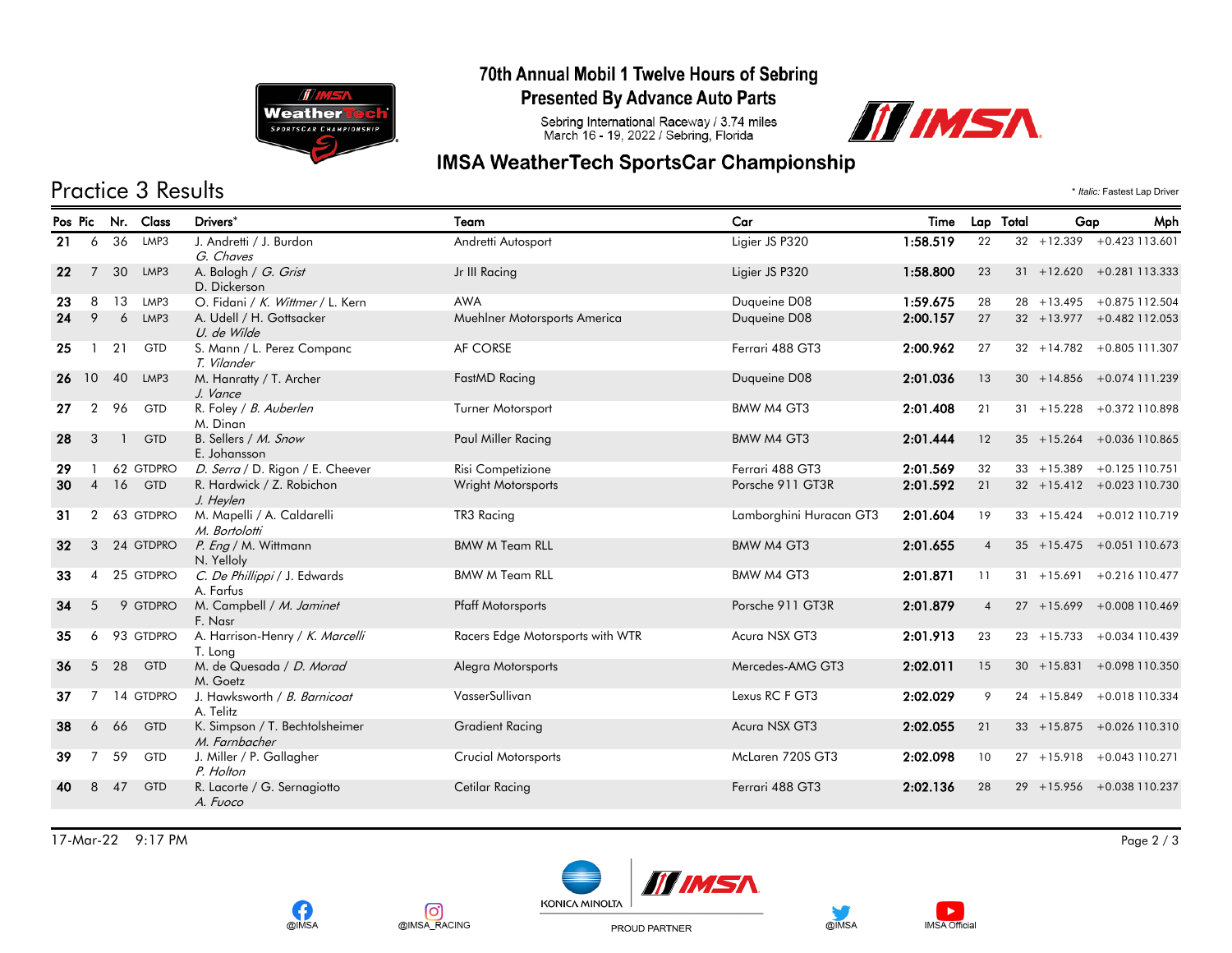# 70th Annual Mobil 1 Twelve Hours of Sebring

## Presented By Advance Auto Parts

Sebring International Raceway / 3.74 miles
March 16 - 19, 2022 / Sebring, Florida

## IMSA WeatherTech SportsCar Championship

## Practice 3 Results

\* *Italic:* Fastest Lap Driver

| Pos | Pic | Nr. | Class | Drivers* | Team | Car | Time | Lap | Total | Gap | | Mph |
|---|---|---|---|---|---|---|---|---|---|---|---|---|
| 21 | 6 | 36 | LMP3 | J. Andretti / J. Burdon<br>*G. Chaves* | Andretti Autosport | Ligier JS P320 | **1:58.519** | 22 | 32 | +12.339 | +0.423 | 113.601 |
| 22 | 7 | 30 | LMP3 | A. Balogh / *G. Grist*<br>D. Dickerson | Jr III Racing | Ligier JS P320 | **1:58.800** | 23 | 31 | +12.620 | +0.281 | 113.333 |
| 23 | 8 | 13 | LMP3 | O. Fidani / *K. Wittmer* / L. Kern | AWA | Duqueine D08 | **1:59.675** | 28 | 28 | +13.495 | +0.875 | 112.504 |
| 24 | 9 | 6 | LMP3 | A. Udell / H. Gottsacker<br>*U. de Wilde* | Muehlner Motorsports America | Duqueine D08 | **2:00.157** | 27 | 32 | +13.977 | +0.482 | 112.053 |
| 25 | 1 | 21 | GTD | S. Mann / L. Perez Companc<br>*T. Vilander* | AF CORSE | Ferrari 488 GT3 | **2:00.962** | 27 | 32 | +14.782 | +0.805 | 111.307 |
| 26 | 10 | 40 | LMP3 | M. Hanratty / T. Archer<br>*J. Vance* | FastMD Racing | Duqueine D08 | **2:01.036** | 13 | 30 | +14.856 | +0.074 | 111.239 |
| 27 | 2 | 96 | GTD | R. Foley / *B. Auberlen*<br>M. Dinan | Turner Motorsport | BMW M4 GT3 | **2:01.408** | 21 | 31 | +15.228 | +0.372 | 110.898 |
| 28 | 3 | 1 | GTD | B. Sellers / *M. Snow*<br>E. Johansson | Paul Miller Racing | BMW M4 GT3 | **2:01.444** | 12 | 35 | +15.264 | +0.036 | 110.865 |
| 29 | 1 | 62 | GTDPRO | *D. Serra* / D. Rigon / E. Cheever | Risi Competizione | Ferrari 488 GT3 | **2:01.569** | 32 | 33 | +15.389 | +0.125 | 110.751 |
| 30 | 4 | 16 | GTD | R. Hardwick / Z. Robichon<br>*J. Heylen* | Wright Motorsports | Porsche 911 GT3R | **2:01.592** | 21 | 32 | +15.412 | +0.023 | 110.730 |
| 31 | 2 | 63 | GTDPRO | M. Mapelli / A. Caldarelli<br>*M. Bortolotti* | TR3 Racing | Lamborghini Huracan GT3 | **2:01.604** | 19 | 33 | +15.424 | +0.012 | 110.719 |
| 32 | 3 | 24 | GTDPRO | *P. Eng* / M. Wittmann<br>N. Yelloly | BMW M Team RLL | BMW M4 GT3 | **2:01.655** | 4 | 35 | +15.475 | +0.051 | 110.673 |
| 33 | 4 | 25 | GTDPRO | *C. De Phillippi* / J. Edwards<br>A. Farfus | BMW M Team RLL | BMW M4 GT3 | **2:01.871** | 11 | 31 | +15.691 | +0.216 | 110.477 |
| 34 | 5 | 9 | GTDPRO | M. Campbell / *M. Jaminet*<br>F. Nasr | Pfaff Motorsports | Porsche 911 GT3R | **2:01.879** | 4 | 27 | +15.699 | +0.008 | 110.469 |
| 35 | 6 | 93 | GTDPRO | A. Harrison-Henry / *K. Marcelli*<br>T. Long | Racers Edge Motorsports with WTR | Acura NSX GT3 | **2:01.913** | 23 | 23 | +15.733 | +0.034 | 110.439 |
| 36 | 5 | 28 | GTD | M. de Quesada / *D. Morad*<br>M. Goetz | Alegra Motorsports | Mercedes-AMG GT3 | **2:02.011** | 15 | 30 | +15.831 | +0.098 | 110.350 |
| 37 | 7 | 14 | GTDPRO | J. Hawksworth / *B. Barnicoat*<br>A. Telitz | VasserSullivan | Lexus RC F GT3 | **2:02.029** | 9 | 24 | +15.849 | +0.018 | 110.334 |
| 38 | 6 | 66 | GTD | K. Simpson / T. Bechtolsheimer<br>*M. Farnbacher* | Gradient Racing | Acura NSX GT3 | **2:02.055** | 21 | 33 | +15.875 | +0.026 | 110.310 |
| 39 | 7 | 59 | GTD | J. Miller / P. Gallagher<br>*P. Holton* | Crucial Motorsports | McLaren 720S GT3 | **2:02.098** | 10 | 27 | +15.918 | +0.043 | 110.271 |
| 40 | 8 | 47 | GTD | R. Lacorte / G. Sernagiotto<br>*A. Fuoco* | Cetilar Racing | Ferrari 488 GT3 | **2:02.136** | 28 | 29 | +15.956 | +0.038 | 110.237 |

17-Mar-22 9:17 PM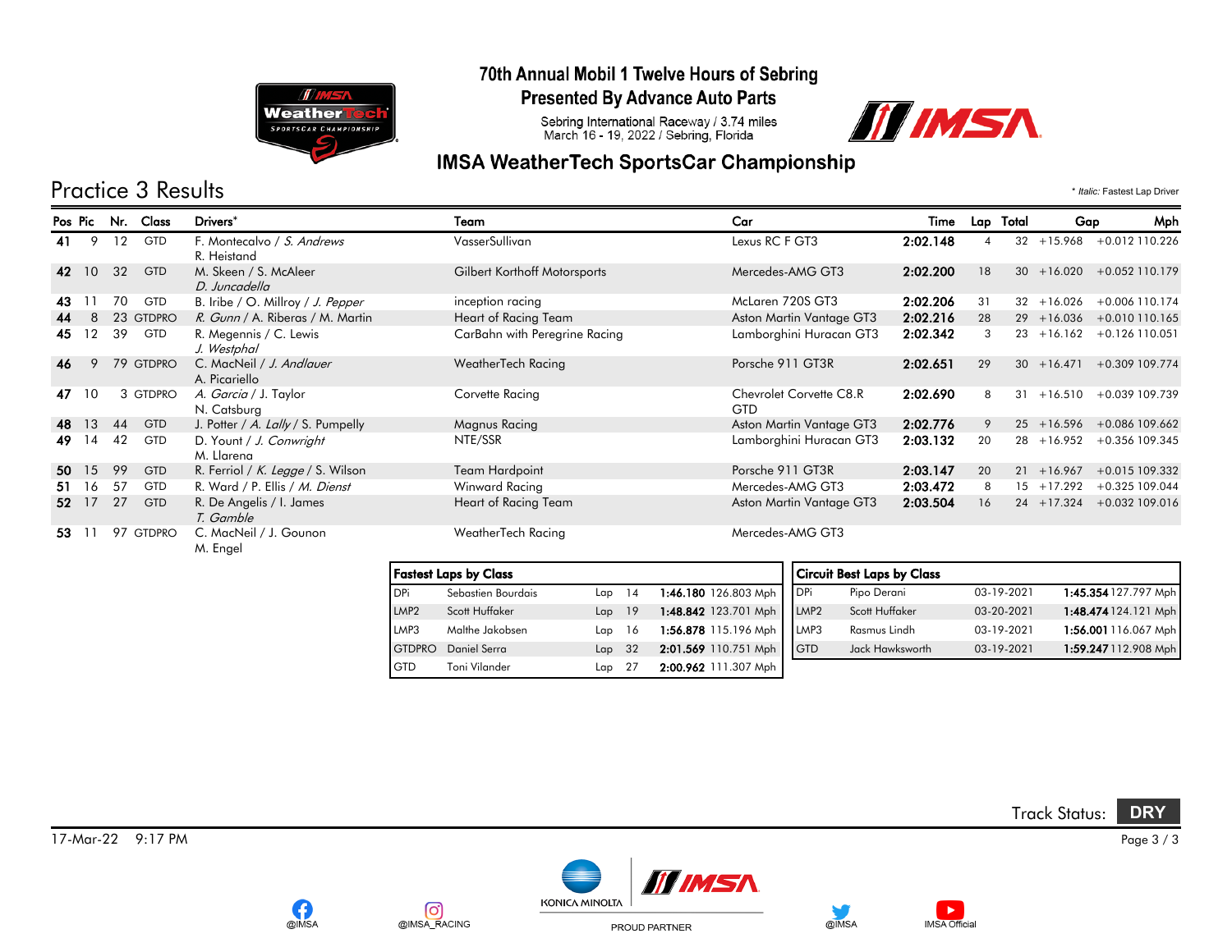# 70th Annual Mobil 1 Twelve Hours of Sebring

## Presented By Advance Auto Parts

Sebring International Raceway / 3.74 miles
March 16 - 19, 2022 / Sebring, Florida

## IMSA WeatherTech SportsCar Championship

## Practice 3 Results

* *Italic:* Fastest Lap Driver

| Pos | Pic | Nr. | Class | Drivers* | Team | Car | Time | Lap | Total | Gap | | Mph |
|---|---|---|---|---|---|---|---|---|---|---|---|---|
| 41 | 9 | 12 | GTD | F. Montecalvo / *S. Andrews* R. Heistand | VasserSullivan | Lexus RC F GT3 | **2:02.148** | 4 | 32 | +15.968 | +0.012 | 110.226 |
| 42 | 10 | 32 | GTD | M. Skeen / S. McAleer *D. Juncadella* | Gilbert Korthoff Motorsports | Mercedes-AMG GT3 | **2:02.200** | 18 | 30 | +16.020 | +0.052 | 110.179 |
| 43 | 11 | 70 | GTD | B. Iribe / O. Millroy / *J. Pepper* | inception racing | McLaren 720S GT3 | **2:02.206** | 31 | 32 | +16.026 | +0.006 | 110.174 |
| 44 | 8 | 23 | GTDPRO | *R. Gunn* / A. Riberas / M. Martin | Heart of Racing Team | Aston Martin Vantage GT3 | **2:02.216** | 28 | 29 | +16.036 | +0.010 | 110.165 |
| 45 | 12 | 39 | GTD | R. Megennis / C. Lewis *J. Westphal* | CarBahn with Peregrine Racing | Lamborghini Huracan GT3 | **2:02.342** | 3 | 23 | +16.162 | +0.126 | 110.051 |
| 46 | 9 | 79 | GTDPRO | C. MacNeil / *J. Andlauer* A. Picariello | WeatherTech Racing | Porsche 911 GT3R | **2:02.651** | 29 | 30 | +16.471 | +0.309 | 109.774 |
| 47 | 10 | 3 | GTDPRO | *A. Garcia* / J. Taylor N. Catsburg | Corvette Racing | Chevrolet Corvette C8.R GTD | **2:02.690** | 8 | 31 | +16.510 | +0.039 | 109.739 |
| 48 | 13 | 44 | GTD | J. Potter / *A. Lally* / S. Pumpelly | Magnus Racing | Aston Martin Vantage GT3 | **2:02.776** | 9 | 25 | +16.596 | +0.086 | 109.662 |
| 49 | 14 | 42 | GTD | D. Yount / *J. Conwright* M. Llarena | NTE/SSR | Lamborghini Huracan GT3 | **2:03.132** | 20 | 28 | +16.952 | +0.356 | 109.345 |
| 50 | 15 | 99 | GTD | R. Ferriol / *K. Legge* / S. Wilson | Team Hardpoint | Porsche 911 GT3R | **2:03.147** | 20 | 21 | +16.967 | +0.015 | 109.332 |
| 51 | 16 | 57 | GTD | R. Ward / P. Ellis / *M. Dienst* | Winward Racing | Mercedes-AMG GT3 | **2:03.472** | 8 | 15 | +17.292 | +0.325 | 109.044 |
| 52 | 17 | 27 | GTD | R. De Angelis / I. James *T. Gamble* | Heart of Racing Team | Aston Martin Vantage GT3 | **2:03.504** | 16 | 24 | +17.324 | +0.032 | 109.016 |
| 53 | 11 | 97 | GTDPRO | C. MacNeil / J. Gounon M. Engel | WeatherTech Racing | Mercedes-AMG GT3 | | | | | | |

### Fastest Laps by Class

| Class | Driver | | Lap | Time | Mph |
|---|---|---|---|---|---|
| DPi | Sebastien Bourdais | Lap | 14 | **1:46.180** | 126.803 Mph |
| LMP2 | Scott Huffaker | Lap | 19 | **1:48.842** | 123.701 Mph |
| LMP3 | Malthe Jakobsen | Lap | 16 | **1:56.878** | 115.196 Mph |
| GTDPRO | Daniel Serra | Lap | 32 | **2:01.569** | 110.751 Mph |
| GTD | Toni Vilander | Lap | 27 | **2:00.962** | 111.307 Mph |

### Circuit Best Laps by Class

| Class | Driver | Date | Time | Mph |
|---|---|---|---|---|
| DPi | Pipo Derani | 03-19-2021 | **1:45.354** | 127.797 Mph |
| LMP2 | Scott Huffaker | 03-20-2021 | **1:48.474** | 124.121 Mph |
| LMP3 | Rasmus Lindh | 03-19-2021 | **1:56.001** | 116.067 Mph |
| GTD | Jack Hawksworth | 03-19-2021 | **1:59.247** | 112.908 Mph |

Track Status: **DRY**

17-Mar-22 9:17 PM

@IMSA @IMSA_RACING KONICA MINOLTA PROUD PARTNER @IMSA IMSA Official